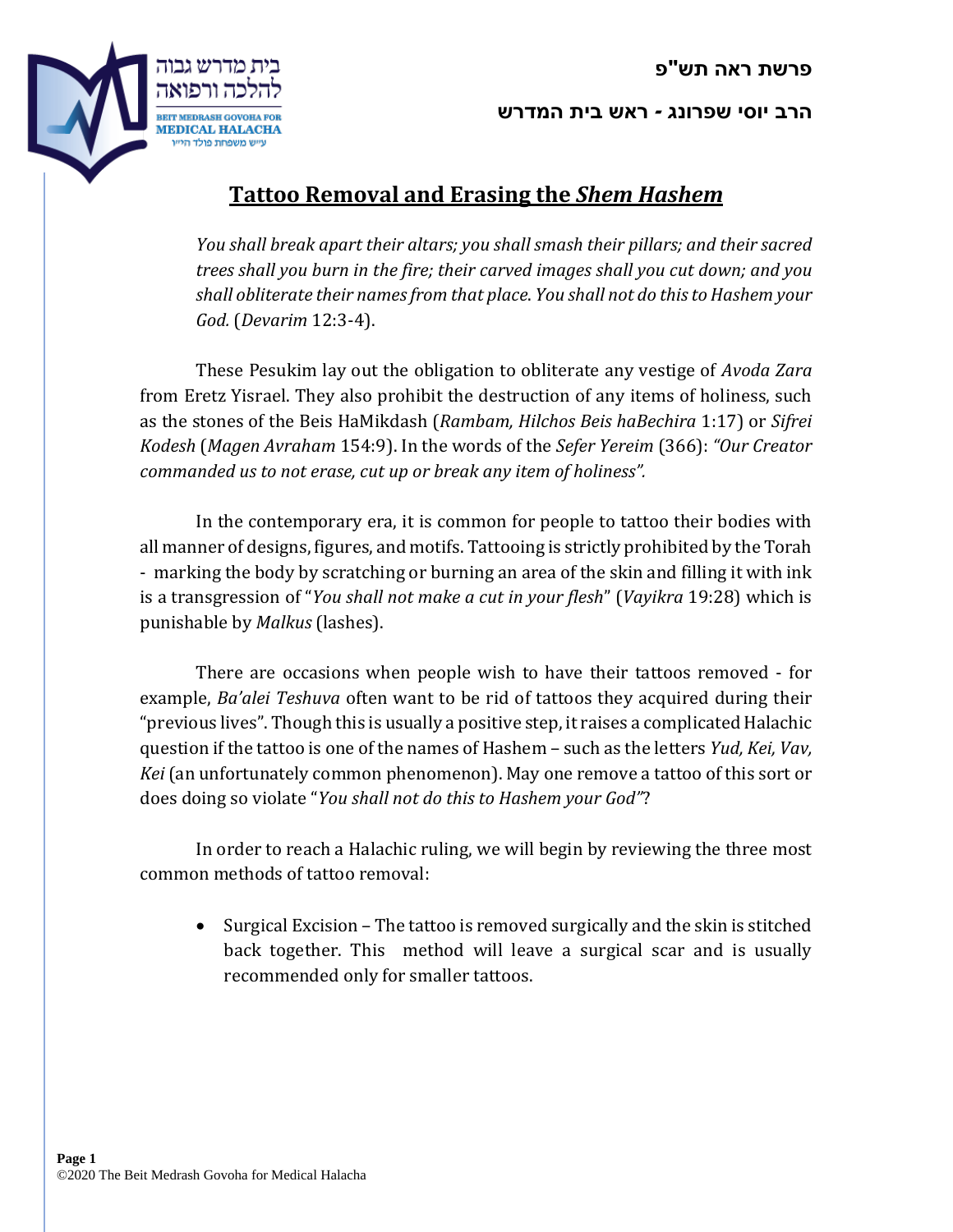**פרשת ראה תש"פ**

**הרב יוסי שפרונג - ראש בית המדרש**

# Tattoo Removal and Erasing the *Shem Hashem*

*You shall break apart their altars; you shall smash their pillars; and their sacred trees shall you burn in the fire; their carved images shall you cut down; and you shall obliterate their names from that place. You shall not do this to Hashem your God.* (*Devarim* 12:3-4).

These Pesukim lay out the obligation to obliterate any vestige of *Avoda Zara* from Eretz Yisrael. They also prohibit the destruction of any items of holiness, such as the stones of the Beis HaMikdash (*Rambam, Hilchos Beis haBechira* 1:17) or *Sifrei Kodesh* (*Magen Avraham* 154:9). In the words of the *Sefer Yereim* (366): *"Our Creator commanded us to not erase, cut up or break any item of holiness".*

In the contemporary era, it is common for people to tattoo their bodies with all manner of designs, figures, and motifs. Tattooing is strictly prohibited by the Torah - marking the body by scratching or burning an area of the skin and filling it with ink is a transgression of "*You shall not make a cut in your flesh*" (*Vayikra* 19:28) which is punishable by *Malkus* (lashes).

There are occasions when people wish to have their tattoos removed - for example, *Ba'alei Teshuva* often want to be rid of tattoos they acquired during their "previous lives". Though this is usually a positive step, it raises a complicated Halachic question if the tattoo is one of the names of Hashem – such as the letters *Yud, Kei, Vav, Kei* (an unfortunately common phenomenon). May one remove a tattoo of this sort or does doing so violate "*You shall not do this to Hashem your God"*?

In order to reach a Halachic ruling, we will begin by reviewing the three most common methods of tattoo removal:

- Surgical Excision – The tattoo is removed surgically and the skin is stitched back together. This method will leave a surgical scar and is usually recommended only for smaller tattoos.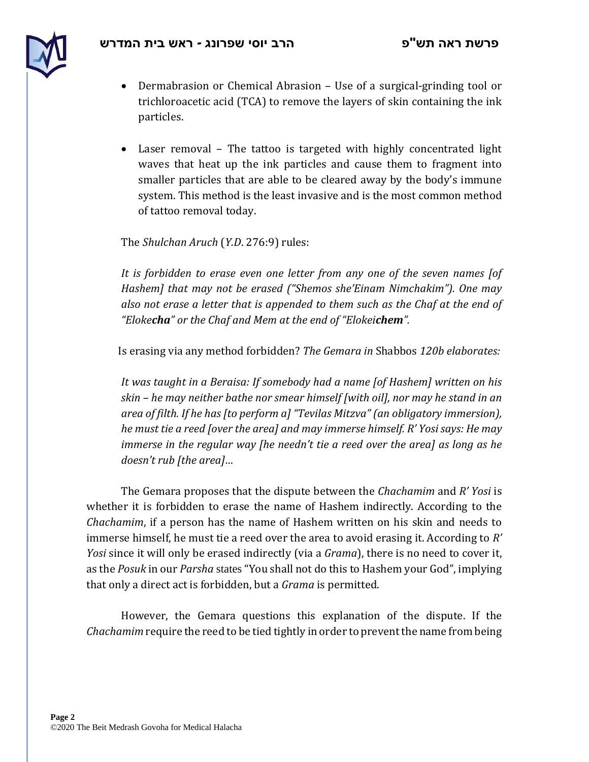- Dermabrasion or Chemical Abrasion – Use of a surgical-grinding tool or trichloroacetic acid (TCA) to remove the layers of skin containing the ink particles.

- Laser removal – The tattoo is targeted with highly concentrated light waves that heat up the ink particles and cause them to fragment into smaller particles that are able to be cleared away by the body's immune system. This method is the least invasive and is the most common method of tattoo removal today.

The *Shulchan Aruch* (*Y.D.* 276:9) rules:

*It is forbidden to erase even one letter from any one of the seven names [of Hashem] that may not be erased ("Shemos she'Einam Nimchakim"). One may also not erase a letter that is appended to them such as the Chaf at the end of "Eloke**cha**" or the Chaf and Mem at the end of "Elokei**chem**".*

Is erasing via any method forbidden? *The Gemara in* Shabbos *120b elaborates:*

*It was taught in a Beraisa: If somebody had a name [of Hashem] written on his skin – he may neither bathe nor smear himself [with oil], nor may he stand in an area of filth. If he has [to perform a] "Tevilas Mitzva" (an obligatory immersion), he must tie a reed [over the area] and may immerse himself. R' Yosi says: He may immerse in the regular way [he needn't tie a reed over the area] as long as he doesn't rub [the area]…*

The Gemara proposes that the dispute between the *Chachamim* and *R' Yosi* is whether it is forbidden to erase the name of Hashem indirectly. According to the *Chachamim*, if a person has the name of Hashem written on his skin and needs to immerse himself, he must tie a reed over the area to avoid erasing it. According to *R' Yosi* since it will only be erased indirectly (via a *Grama*), there is no need to cover it, as the *Posuk* in our *Parsha* states "You shall not do this to Hashem your God", implying that only a direct act is forbidden, but a *Grama* is permitted.

However, the Gemara questions this explanation of the dispute. If the *Chachamim* require the reed to be tied tightly in order to prevent the name from being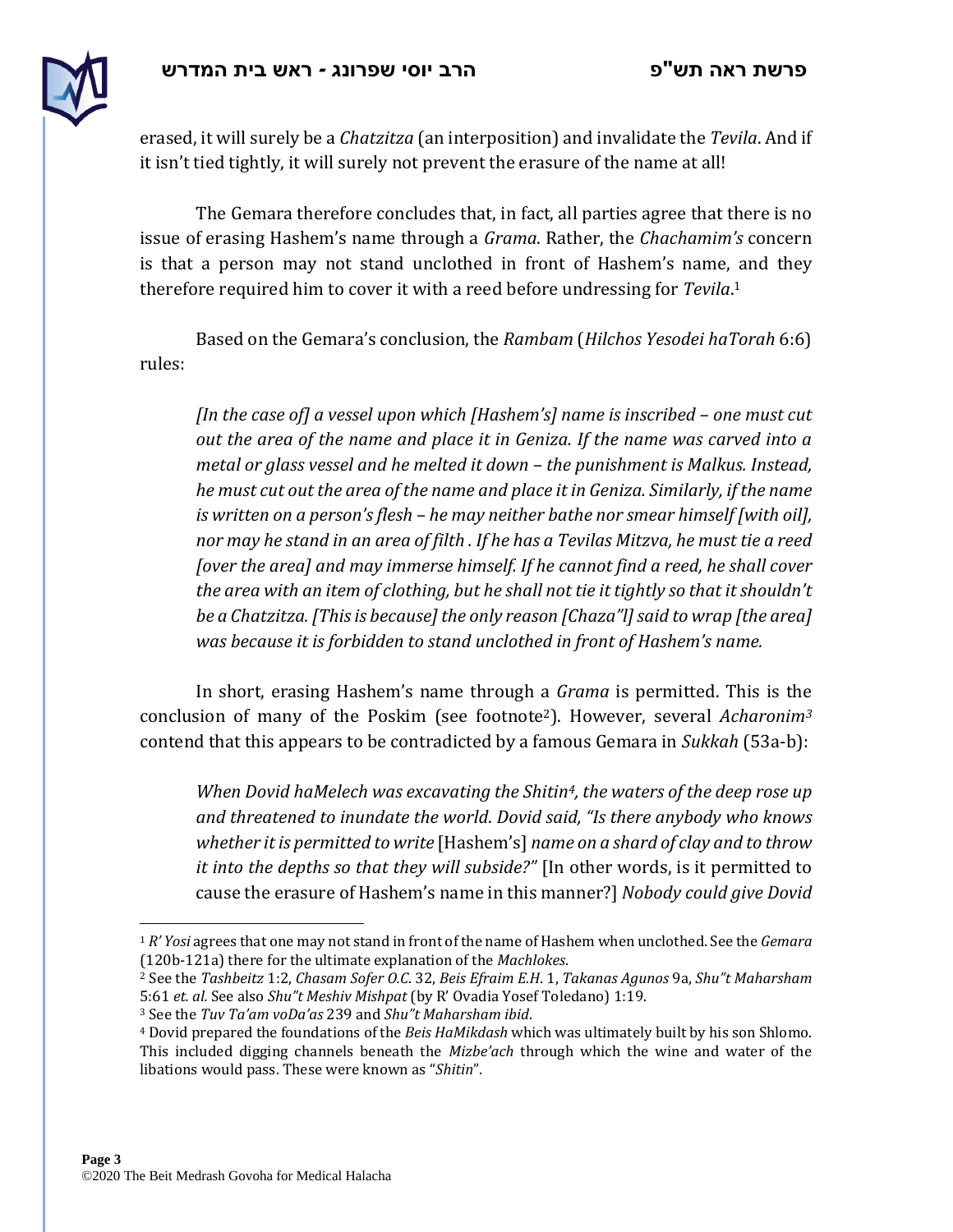erased, it will surely be a *Chatzitza* (an interposition) and invalidate the *Tevila*. And if it isn't tied tightly, it will surely not prevent the erasure of the name at all!

The Gemara therefore concludes that, in fact, all parties agree that there is no issue of erasing Hashem's name through a *Grama*. Rather, the *Chachamim's* concern is that a person may not stand unclothed in front of Hashem's name, and they therefore required him to cover it with a reed before undressing for *Tevila*.[1]

Based on the Gemara's conclusion, the *Rambam* (*Hilchos Yesodei haTorah* 6:6) rules:

> *[In the case of] a vessel upon which [Hashem's] name is inscribed – one must cut out the area of the name and place it in Geniza. If the name was carved into a metal or glass vessel and he melted it down – the punishment is Malkus. Instead, he must cut out the area of the name and place it in Geniza. Similarly, if the name is written on a person's flesh – he may neither bathe nor smear himself [with oil], nor may he stand in an area of filth . If he has a Tevilas Mitzva, he must tie a reed [over the area] and may immerse himself. If he cannot find a reed, he shall cover the area with an item of clothing, but he shall not tie it tightly so that it shouldn't be a Chatzitza. [This is because] the only reason [Chaza"l] said to wrap [the area] was because it is forbidden to stand unclothed in front of Hashem's name.*

In short, erasing Hashem's name through a *Grama* is permitted. This is the conclusion of many of the Poskim (see footnote[2]). However, several *Acharonim*[3] contend that this appears to be contradicted by a famous Gemara in *Sukkah* (53a-b):

> *When Dovid haMelech was excavating the Shitin*[4]*, the waters of the deep rose up and threatened to inundate the world. Dovid said, "Is there anybody who knows whether it is permitted to write* [Hashem's] *name on a shard of clay and to throw it into the depths so that they will subside?"* [In other words, is it permitted to cause the erasure of Hashem's name in this manner?] *Nobody could give Dovid*

---

[1] *R' Yosi* agrees that one may not stand in front of the name of Hashem when unclothed. See the *Gemara* (120b-121a) there for the ultimate explanation of the *Machlokes*.

[2] See the *Tashbeitz* 1:2, *Chasam Sofer O.C.* 32, *Beis Efraim E.H.* 1, *Takanas Agunos* 9a, *Shu"t Maharsham* 5:61 *et. al.* See also *Shu"t Meshiv Mishpat* (by R' Ovadia Yosef Toledano) 1:19.

[3] See the *Tuv Ta'am voDa'as* 239 and *Shu"t Maharsham ibid*.

[4] Dovid prepared the foundations of the *Beis HaMikdash* which was ultimately built by his son Shlomo. This included digging channels beneath the *Mizbe'ach* through which the wine and water of the libations would pass. These were known as "*Shitin*".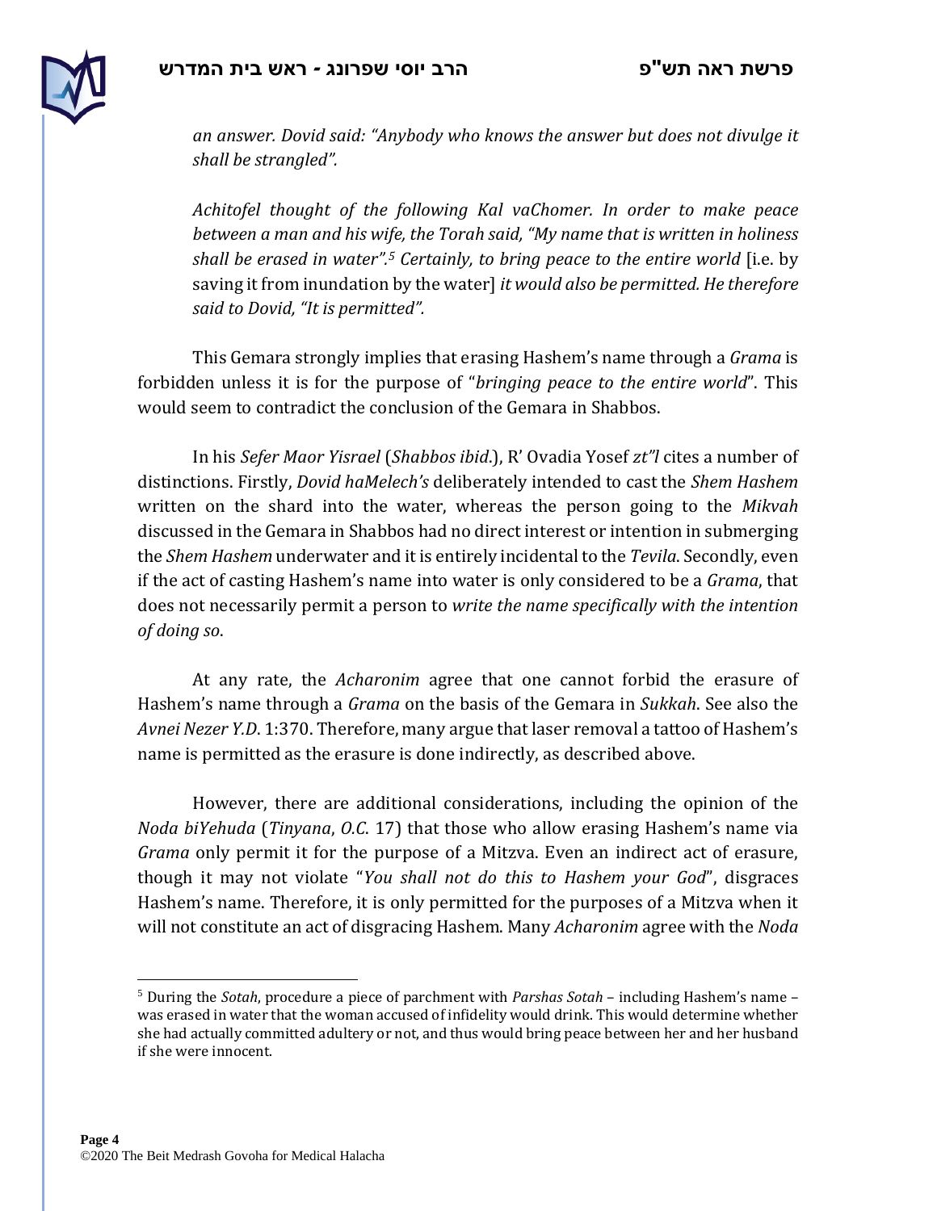*an answer. Dovid said: "Anybody who knows the answer but does not divulge it shall be strangled".*

*Achitofel thought of the following Kal vaChomer. In order to make peace between a man and his wife, the Torah said, "My name that is written in holiness shall be erased in water".*[5] *Certainly, to bring peace to the entire world* [i.e. by saving it from inundation by the water] *it would also be permitted. He therefore said to Dovid, "It is permitted".*

This Gemara strongly implies that erasing Hashem's name through a *Grama* is forbidden unless it is for the purpose of "*bringing peace to the entire world*". This would seem to contradict the conclusion of the Gemara in Shabbos.

In his *Sefer Maor Yisrael* (*Shabbos ibid*.), R' Ovadia Yosef *zt"l* cites a number of distinctions. Firstly, *Dovid haMelech's* deliberately intended to cast the *Shem Hashem* written on the shard into the water, whereas the person going to the *Mikvah* discussed in the Gemara in Shabbos had no direct interest or intention in submerging the *Shem Hashem* underwater and it is entirely incidental to the *Tevila*. Secondly, even if the act of casting Hashem's name into water is only considered to be a *Grama*, that does not necessarily permit a person to *write the name specifically with the intention of doing so*.

At any rate, the *Acharonim* agree that one cannot forbid the erasure of Hashem's name through a *Grama* on the basis of the Gemara in *Sukkah*. See also the *Avnei Nezer Y.D*. 1:370. Therefore, many argue that laser removal a tattoo of Hashem's name is permitted as the erasure is done indirectly, as described above.

However, there are additional considerations, including the opinion of the *Noda biYehuda* (*Tinyana*, *O.C*. 17) that those who allow erasing Hashem's name via *Grama* only permit it for the purpose of a Mitzva. Even an indirect act of erasure, though it may not violate "*You shall not do this to Hashem your God*", disgraces Hashem's name. Therefore, it is only permitted for the purposes of a Mitzva when it will not constitute an act of disgracing Hashem. Many *Acharonim* agree with the *Noda*

---

[5] During the *Sotah*, procedure a piece of parchment with *Parshas Sotah* – including Hashem's name – was erased in water that the woman accused of infidelity would drink. This would determine whether she had actually committed adultery or not, and thus would bring peace between her and her husband if she were innocent.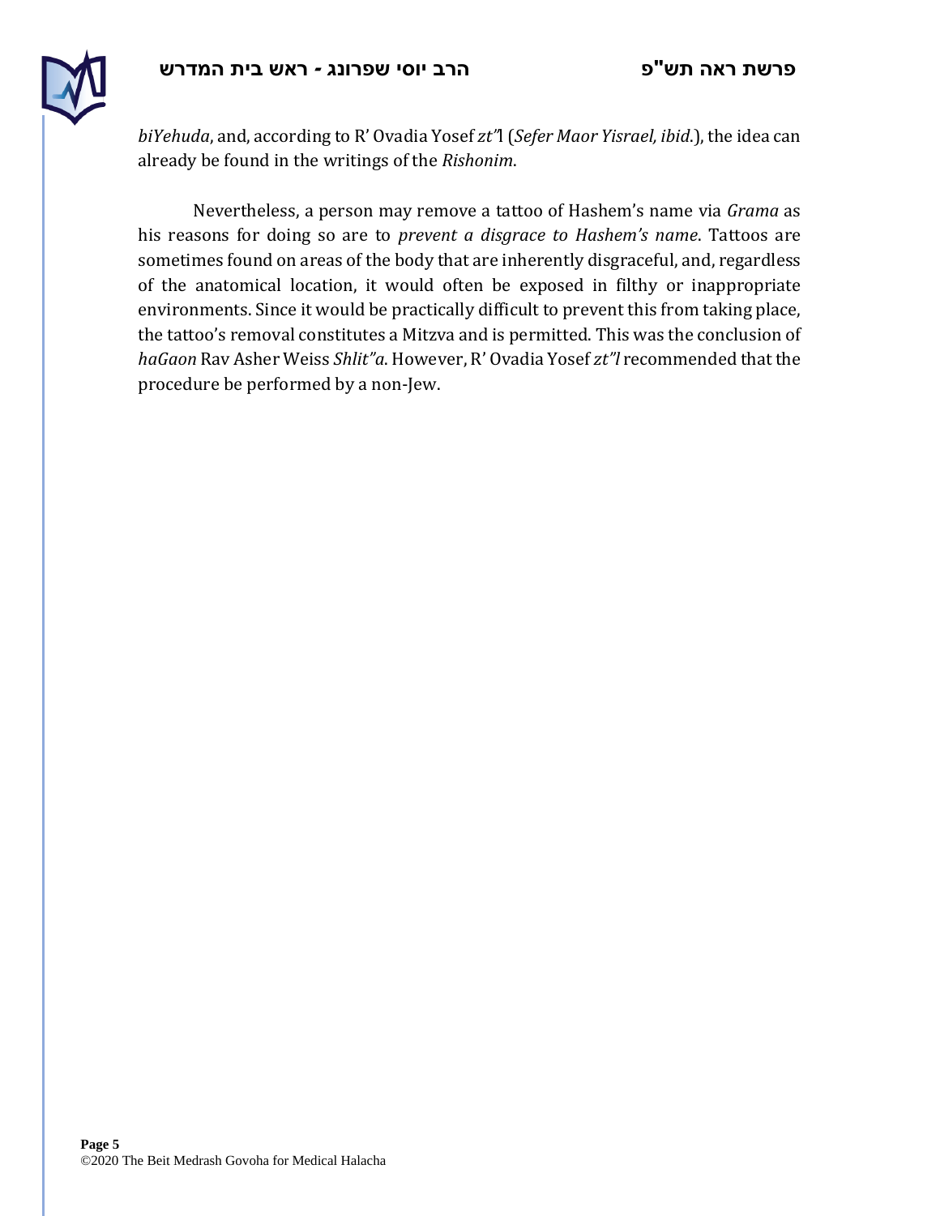*biYehuda*, and, according to R' Ovadia Yosef *zt"*l (*Sefer Maor Yisrael, ibid*.), the idea can already be found in the writings of the *Rishonim*.

Nevertheless, a person may remove a tattoo of Hashem's name via *Grama* as his reasons for doing so are to *prevent a disgrace to Hashem's name*. Tattoos are sometimes found on areas of the body that are inherently disgraceful, and, regardless of the anatomical location, it would often be exposed in filthy or inappropriate environments. Since it would be practically difficult to prevent this from taking place, the tattoo's removal constitutes a Mitzva and is permitted. This was the conclusion of *haGaon* Rav Asher Weiss *Shlit"a*. However, R' Ovadia Yosef *zt"l* recommended that the procedure be performed by a non-Jew.